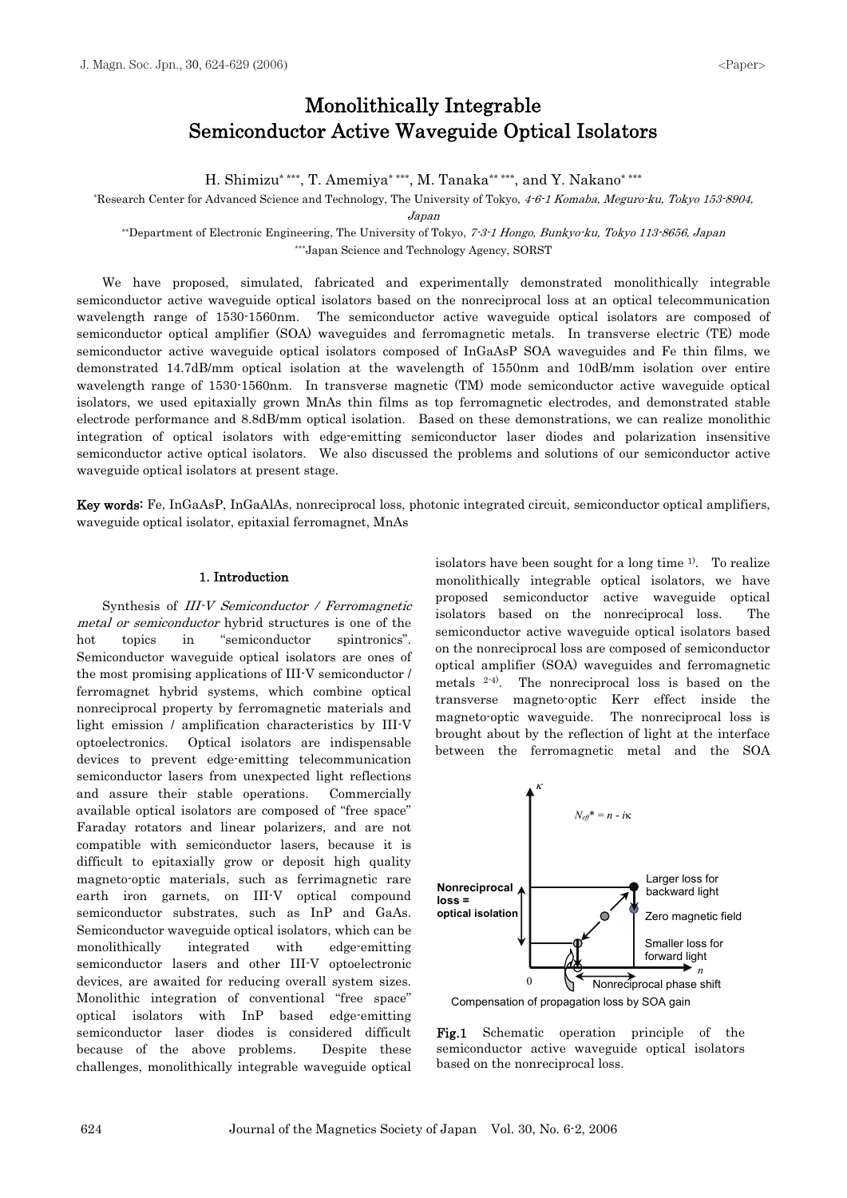# Monolithically Integrable Semiconductor Active Waveguide Optical Isolators

H. Shimizu[\*,\*\*\*], T. Amemiya[\*,\*\*\*], M. Tanaka[\*\*,\*\*\*], and Y. Nakano[\*,\*\*\*]

[\*]Research Center for Advanced Science and Technology, The University of Tokyo, *4-6-1 Komaba, Meguro-ku, Tokyo 153-8904, Japan*

[\*\*]Department of Electronic Engineering, The University of Tokyo, *7-3-1 Hongo, Bunkyo-ku, Tokyo 113-8656, Japan*

[\*\*\*]Japan Science and Technology Agency, SORST

We have proposed, simulated, fabricated and experimentally demonstrated monolithically integrable semiconductor active waveguide optical isolators based on the nonreciprocal loss at an optical telecommunication wavelength range of 1530-1560nm. The semiconductor active waveguide optical isolators are composed of semiconductor optical amplifier (SOA) waveguides and ferromagnetic metals. In transverse electric (TE) mode semiconductor active waveguide optical isolators composed of InGaAsP SOA waveguides and Fe thin films, we demonstrated 14.7dB/mm optical isolation at the wavelength of 1550nm and 10dB/mm isolation over entire wavelength range of 1530-1560nm. In transverse magnetic (TM) mode semiconductor active waveguide optical isolators, we used epitaxially grown MnAs thin films as top ferromagnetic electrodes, and demonstrated stable electrode performance and 8.8dB/mm optical isolation. Based on these demonstrations, we can realize monolithic integration of optical isolators with edge-emitting semiconductor laser diodes and polarization insensitive semiconductor active optical isolators. We also discussed the problems and solutions of our semiconductor active waveguide optical isolators at present stage.

**Key words:** Fe, InGaAsP, InGaAlAs, nonreciprocal loss, photonic integrated circuit, semiconductor optical amplifiers, waveguide optical isolator, epitaxial ferromagnet, MnAs

## 1. Introduction

Synthesis of *III-V Semiconductor / Ferromagnetic metal or semiconductor* hybrid structures is one of the hot topics in "semiconductor spintronics". Semiconductor waveguide optical isolators are ones of the most promising applications of III-V semiconductor / ferromagnet hybrid systems, which combine optical nonreciprocal property by ferromagnetic materials and light emission / amplification characteristics by III-V optoelectronics. Optical isolators are indispensable devices to prevent edge-emitting telecommunication semiconductor lasers from unexpected light reflections and assure their stable operations. Commercially available optical isolators are composed of "free space" Faraday rotators and linear polarizers, and are not compatible with semiconductor lasers, because it is difficult to epitaxially grow or deposit high quality magneto-optic materials, such as ferrimagnetic rare earth iron garnets, on III-V optical compound semiconductor substrates, such as InP and GaAs. Semiconductor waveguide optical isolators, which can be monolithically integrated with edge-emitting semiconductor lasers and other III-V optoelectronic devices, are awaited for reducing overall system sizes. Monolithic integration of conventional "free space" optical isolators with InP based edge-emitting semiconductor laser diodes is considered difficult because of the above problems. Despite these challenges, monolithically integrable waveguide optical isolators have been sought for a long time [1]. To realize monolithically integrable optical isolators, we have proposed semiconductor active waveguide optical isolators based on the nonreciprocal loss. The semiconductor active waveguide optical isolators based on the nonreciprocal loss are composed of semiconductor optical amplifier (SOA) waveguides and ferromagnetic metals [2-4]. The nonreciprocal loss is based on the transverse magneto-optic Kerr effect inside the magneto-optic waveguide. The nonreciprocal loss is brought about by the reflection of light at the interface between the ferromagnetic metal and the SOA

**Fig.1** Schematic operation principle of the semiconductor active waveguide optical isolators based on the nonreciprocal loss.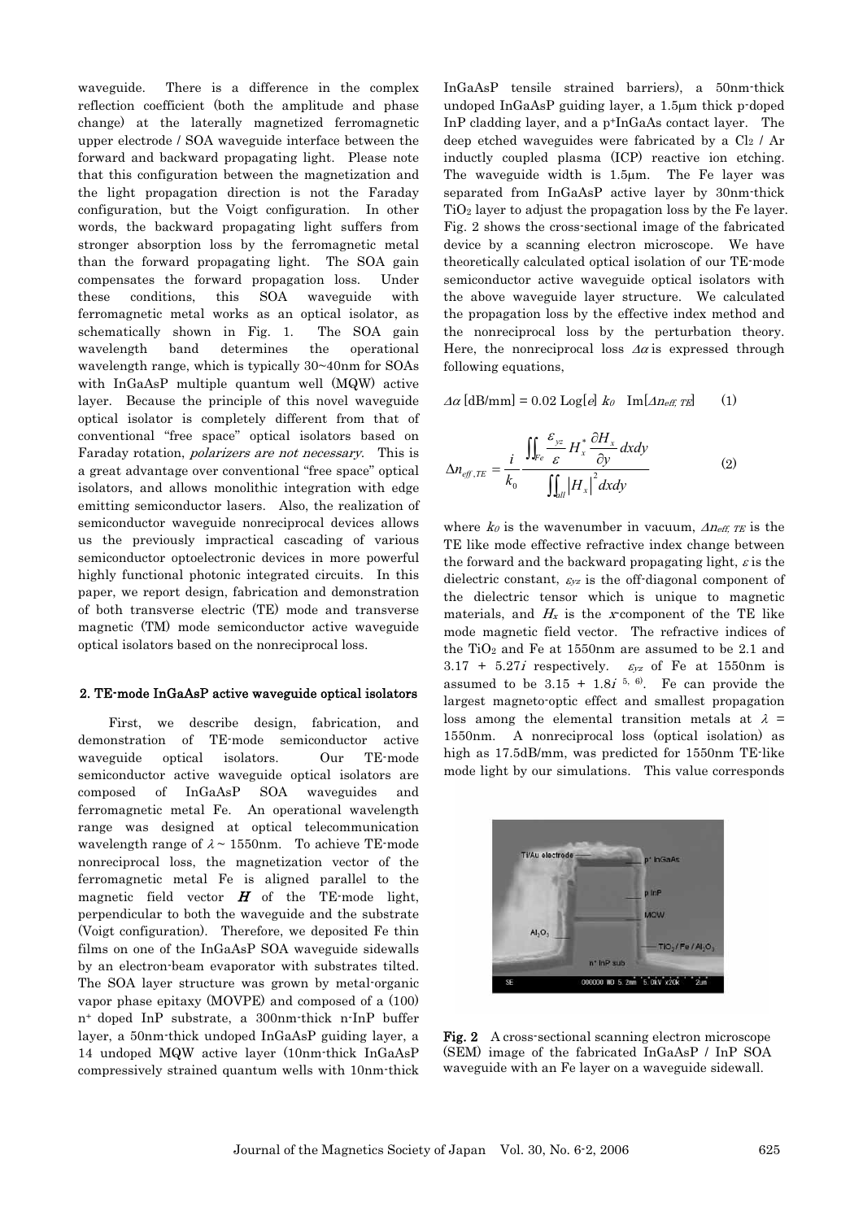waveguide. There is a difference in the complex reflection coefficient (both the amplitude and phase change) at the laterally magnetized ferromagnetic upper electrode / SOA waveguide interface between the forward and backward propagating light. Please note that this configuration between the magnetization and the light propagation direction is not the Faraday configuration, but the Voigt configuration. In other words, the backward propagating light suffers from stronger absorption loss by the ferromagnetic metal than the forward propagating light. The SOA gain compensates the forward propagation loss. Under these conditions, this SOA waveguide with ferromagnetic metal works as an optical isolator, as schematically shown in Fig. 1. The SOA gain wavelength band determines the operational wavelength range, which is typically 30~40nm for SOAs with InGaAsP multiple quantum well (MQW) active layer. Because the principle of this novel waveguide optical isolator is completely different from that of conventional "free space" optical isolators based on Faraday rotation, *polarizers are not necessary*. This is a great advantage over conventional "free space" optical isolators, and allows monolithic integration with edge emitting semiconductor lasers. Also, the realization of semiconductor waveguide nonreciprocal devices allows us the previously impractical cascading of various semiconductor optoelectronic devices in more powerful highly functional photonic integrated circuits. In this paper, we report design, fabrication and demonstration of both transverse electric (TE) mode and transverse magnetic (TM) mode semiconductor active waveguide optical isolators based on the nonreciprocal loss.

## 2. TE-mode InGaAsP active waveguide optical isolators

First, we describe design, fabrication, and demonstration of TE-mode semiconductor active waveguide optical isolators. Our TE-mode semiconductor active waveguide optical isolators are composed of InGaAsP SOA waveguides and ferromagnetic metal Fe. An operational wavelength range was designed at optical telecommunication wavelength range of $\lambda \sim 1550$nm. To achieve TE-mode nonreciprocal loss, the magnetization vector of the ferromagnetic metal Fe is aligned parallel to the magnetic field vector $\boldsymbol{H}$ of the TE-mode light, perpendicular to both the waveguide and the substrate (Voigt configuration). Therefore, we deposited Fe thin films on one of the InGaAsP SOA waveguide sidewalls by an electron-beam evaporator with substrates tilted. The SOA layer structure was grown by metal-organic vapor phase epitaxy (MOVPE) and composed of a (100) $n^+$ doped InP substrate, a 300nm-thick n-InP buffer layer, a 50nm-thick undoped InGaAsP guiding layer, a 14 undoped MQW active layer (10nm-thick InGaAsP compressively strained quantum wells with 10nm-thick InGaAsP tensile strained barriers), a 50nm-thick undoped InGaAsP guiding layer, a 1.5μm thick p-doped InP cladding layer, and a $p^+$InGaAs contact layer. The deep etched waveguides were fabricated by a $Cl_2$ / Ar inductly coupled plasma (ICP) reactive ion etching. The waveguide width is 1.5μm. The Fe layer was separated from InGaAsP active layer by 30nm-thick $TiO_2$ layer to adjust the propagation loss by the Fe layer. Fig. 2 shows the cross-sectional image of the fabricated device by a scanning electron microscope. We have theoretically calculated optical isolation of our TE-mode semiconductor active waveguide optical isolators with the above waveguide layer structure. We calculated the propagation loss by the effective index method and the nonreciprocal loss by the perturbation theory. Here, the nonreciprocal loss $\Delta\alpha$ is expressed through following equations,

$$\Delta\alpha \text{ [dB/mm]} = 0.02 \operatorname{Log}[e]\ k_0 \ \operatorname{Im}[\Delta n_{eff,\,TE}] \qquad (1)$$

$$\Delta n_{eff,TE} = \frac{i}{k_0} \frac{\iint_{Fe} \frac{\varepsilon_{yz}}{\varepsilon} H_x^* \frac{\partial H_x}{\partial y} dxdy}{\iint_{all} \left| H_x \right|^2 dxdy} \qquad (2)$$

where $k_0$ is the wavenumber in vacuum, $\Delta n_{eff,\,TE}$ is the TE like mode effective refractive index change between the forward and the backward propagating light, $\varepsilon$ is the dielectric constant, $\varepsilon_{yz}$ is the off-diagonal component of the dielectric tensor which is unique to magnetic materials, and $H_x$ is the $x$-component of the TE like mode magnetic field vector. The refractive indices of the $TiO_2$ and Fe at 1550nm are assumed to be 2.1 and $3.17 + 5.27i$ respectively. $\varepsilon_{yz}$ of Fe at 1550nm is assumed to be $3.15 + 1.8i$ [5, 6]. Fe can provide the largest magneto-optic effect and smallest propagation loss among the elemental transition metals at $\lambda$ = 1550nm. A nonreciprocal loss (optical isolation) as high as 17.5dB/mm, was predicted for 1550nm TE-like mode light by our simulations. This value corresponds

**Fig. 2** A cross-sectional scanning electron microscope (SEM) image of the fabricated InGaAsP / InP SOA waveguide with an Fe layer on a waveguide sidewall.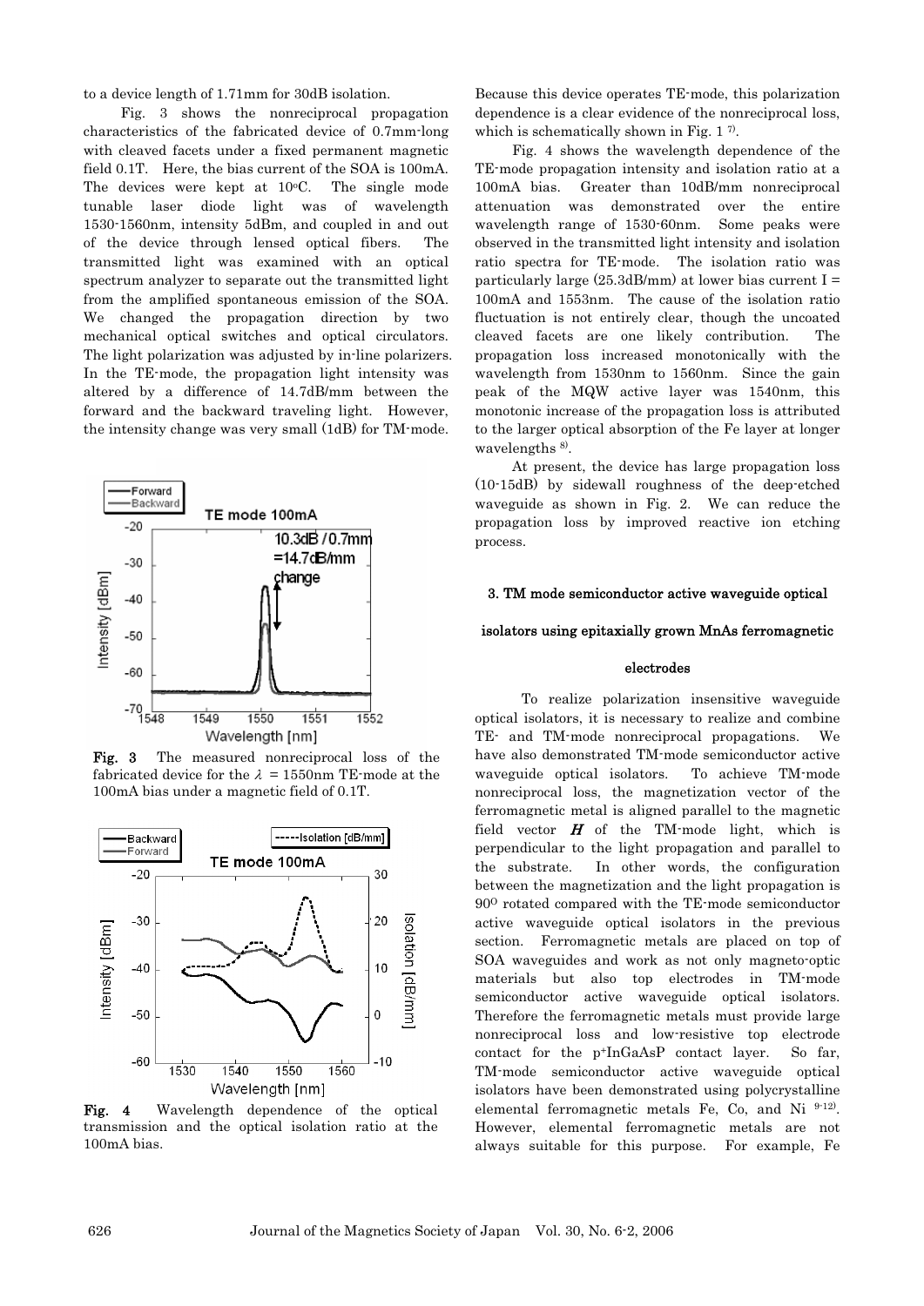to a device length of 1.71mm for 30dB isolation.

Fig. 3 shows the nonreciprocal propagation characteristics of the fabricated device of 0.7mm-long with cleaved facets under a fixed permanent magnetic field 0.1T. Here, the bias current of the SOA is 100mA. The devices were kept at 10°C. The single mode tunable laser diode light was of wavelength 1530-1560nm, intensity 5dBm, and coupled in and out of the device through lensed optical fibers. The transmitted light was examined with an optical spectrum analyzer to separate out the transmitted light from the amplified spontaneous emission of the SOA. We changed the propagation direction by two mechanical optical switches and optical circulators. The light polarization was adjusted by in-line polarizers. In the TE-mode, the propagation light intensity was altered by a difference of 14.7dB/mm between the forward and the backward traveling light. However, the intensity change was very small (1dB) for TM-mode.

**Fig. 3** The measured nonreciprocal loss of the fabricated device for the $\lambda$ = 1550nm TE-mode at the 100mA bias under a magnetic field of 0.1T.

**Fig. 4** Wavelength dependence of the optical transmission and the optical isolation ratio at the 100mA bias.

Because this device operates TE-mode, this polarization dependence is a clear evidence of the nonreciprocal loss, which is schematically shown in Fig. 1 [7].

Fig. 4 shows the wavelength dependence of the TE-mode propagation intensity and isolation ratio at a 100mA bias. Greater than 10dB/mm nonreciprocal attenuation was demonstrated over the entire wavelength range of 1530-60nm. Some peaks were observed in the transmitted light intensity and isolation ratio spectra for TE-mode. The isolation ratio was particularly large (25.3dB/mm) at lower bias current I = 100mA and 1553nm. The cause of the isolation ratio fluctuation is not entirely clear, though the uncoated cleaved facets are one likely contribution. The propagation loss increased monotonically with the wavelength from 1530nm to 1560nm. Since the gain peak of the MQW active layer was 1540nm, this monotonic increase of the propagation loss is attributed to the larger optical absorption of the Fe layer at longer wavelengths [8].

At present, the device has large propagation loss (10-15dB) by sidewall roughness of the deep-etched waveguide as shown in Fig. 2. We can reduce the propagation loss by improved reactive ion etching process.

## 3. TM mode semiconductor active waveguide optical isolators using epitaxially grown MnAs ferromagnetic electrodes

To realize polarization insensitive waveguide optical isolators, it is necessary to realize and combine TE- and TM-mode nonreciprocal propagations. We have also demonstrated TM-mode semiconductor active waveguide optical isolators. To achieve TM-mode nonreciprocal loss, the magnetization vector of the ferromagnetic metal is aligned parallel to the magnetic field vector $\boldsymbol{H}$ of the TM-mode light, which is perpendicular to the light propagation and parallel to the substrate. In other words, the configuration between the magnetization and the light propagation is 90° rotated compared with the TE-mode semiconductor active waveguide optical isolators in the previous section. Ferromagnetic metals are placed on top of SOA waveguides and work as not only magneto-optic materials but also top electrodes in TM-mode semiconductor active waveguide optical isolators. Therefore the ferromagnetic metals must provide large nonreciprocal loss and low-resistive top electrode contact for the $p^+$InGaAsP contact layer. So far, TM-mode semiconductor active waveguide optical isolators have been demonstrated using polycrystalline elemental ferromagnetic metals Fe, Co, and Ni [9-12]. However, elemental ferromagnetic metals are not always suitable for this purpose. For example, Fe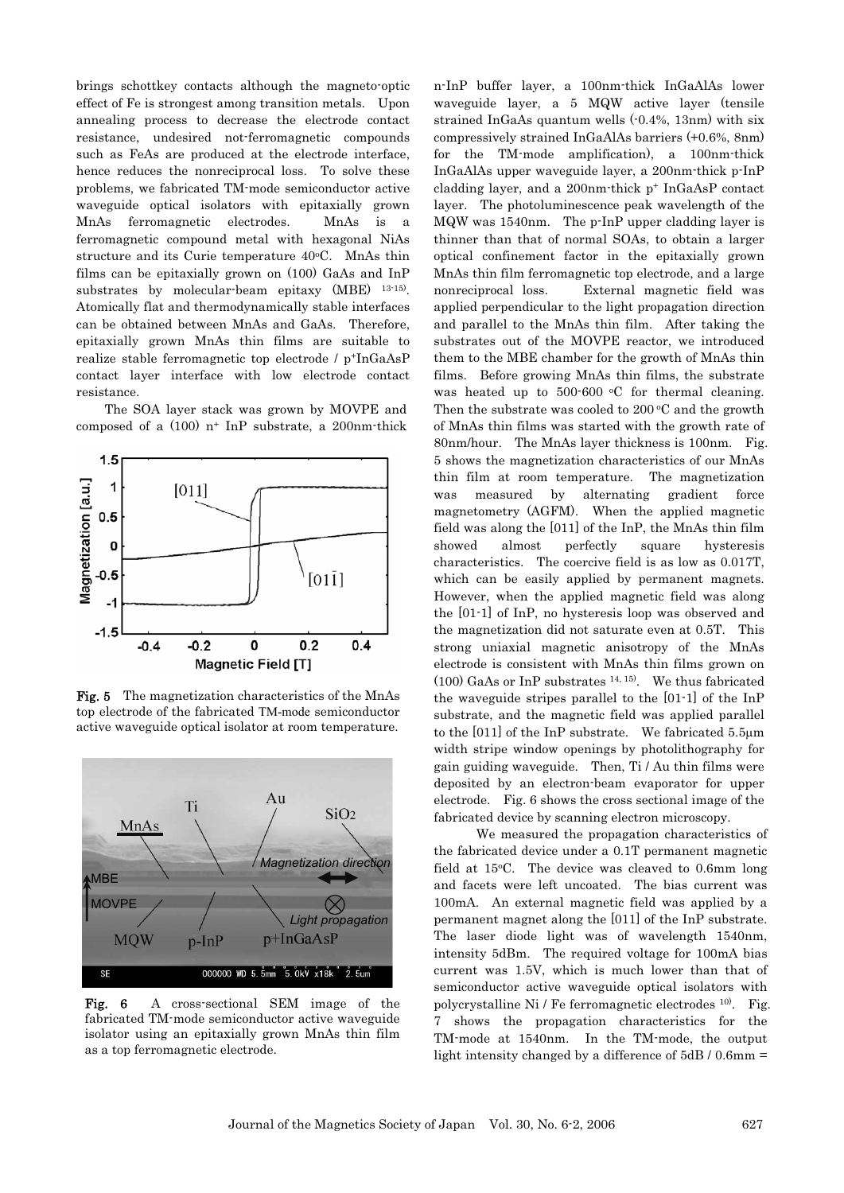brings schottkey contacts although the magneto-optic effect of Fe is strongest among transition metals. Upon annealing process to decrease the electrode contact resistance, undesired not-ferromagnetic compounds such as FeAs are produced at the electrode interface, hence reduces the nonreciprocal loss. To solve these problems, we fabricated TM-mode semiconductor active waveguide optical isolators with epitaxially grown MnAs ferromagnetic electrodes. MnAs is a ferromagnetic compound metal with hexagonal NiAs structure and its Curie temperature 40°C. MnAs thin films can be epitaxially grown on (100) GaAs and InP substrates by molecular-beam epitaxy (MBE) [13-15]. Atomically flat and thermodynamically stable interfaces can be obtained between MnAs and GaAs. Therefore, epitaxially grown MnAs thin films are suitable to realize stable ferromagnetic top electrode / $p^+$InGaAsP contact layer interface with low electrode contact resistance.

The SOA layer stack was grown by MOVPE and composed of a (100) $n^+$ InP substrate, a 200nm-thick n-InP buffer layer, a 100nm-thick InGaAlAs lower waveguide layer, a 5 MQW active layer (tensile strained InGaAs quantum wells (-0.4%, 13nm) with six compressively strained InGaAlAs barriers (+0.6%, 8nm) for the TM-mode amplification), a 100nm-thick InGaAlAs upper waveguide layer, a 200nm-thick p-InP cladding layer, and a 200nm-thick $p^+$ InGaAsP contact layer. The photoluminescence peak wavelength of the MQW was 1540nm. The p-InP upper cladding layer is thinner than that of normal SOAs, to obtain a larger optical confinement factor in the epitaxially grown MnAs thin film ferromagnetic top electrode, and a large nonreciprocal loss. External magnetic field was applied perpendicular to the light propagation direction and parallel to the MnAs thin film. After taking the substrates out of the MOVPE reactor, we introduced them to the MBE chamber for the growth of MnAs thin films. Before growing MnAs thin films, the substrate was heated up to 500-600 °C for thermal cleaning. Then the substrate was cooled to 200 °C and the growth of MnAs thin films was started with the growth rate of 80nm/hour. The MnAs layer thickness is 100nm. Fig. 5 shows the magnetization characteristics of our MnAs thin film at room temperature. The magnetization was measured by alternating gradient force magnetometry (AGFM). When the applied magnetic field was along the [011] of the InP, the MnAs thin film showed almost perfectly square hysteresis characteristics. The coercive field is as low as 0.017T, which can be easily applied by permanent magnets. However, when the applied magnetic field was along the [01-1] of InP, no hysteresis loop was observed and the magnetization did not saturate even at 0.5T. This strong uniaxial magnetic anisotropy of the MnAs electrode is consistent with MnAs thin films grown on (100) GaAs or InP substrates [14, 15]. We thus fabricated the waveguide stripes parallel to the [01-1] of the InP substrate, and the magnetic field was applied parallel to the [011] of the InP substrate. We fabricated 5.5μm width stripe window openings by photolithography for gain guiding waveguide. Then, Ti / Au thin films were deposited by an electron-beam evaporator for upper electrode. Fig. 6 shows the cross sectional image of the fabricated device by scanning electron microscopy.

**Fig. 5** The magnetization characteristics of the MnAs top electrode of the fabricated TM-mode semiconductor active waveguide optical isolator at room temperature.

**Fig. 6** A cross-sectional SEM image of the fabricated TM-mode semiconductor active waveguide isolator using an epitaxially grown MnAs thin film as a top ferromagnetic electrode.

We measured the propagation characteristics of the fabricated device under a 0.1T permanent magnetic field at 15°C. The device was cleaved to 0.6mm long and facets were left uncoated. The bias current was 100mA. An external magnetic field was applied by a permanent magnet along the [011] of the InP substrate. The laser diode light was of wavelength 1540nm, intensity 5dBm. The required voltage for 100mA bias current was 1.5V, which is much lower than that of semiconductor active waveguide optical isolators with polycrystalline Ni / Fe ferromagnetic electrodes [10]. Fig. 7 shows the propagation characteristics for the TM-mode at 1540nm. In the TM-mode, the output light intensity changed by a difference of 5dB / 0.6mm =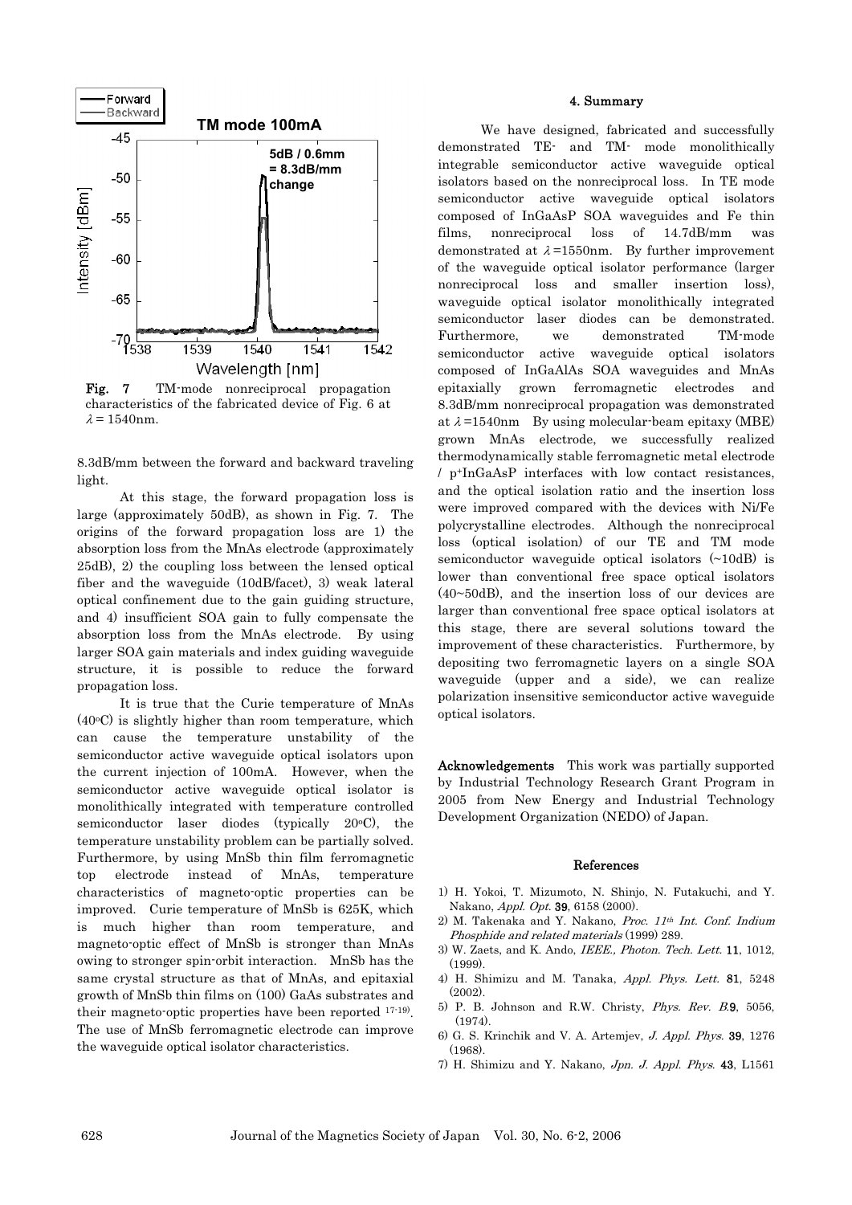Fig. 7 TM-mode nonreciprocal propagation characteristics of the fabricated device of Fig. 6 at $\lambda = 1540$nm.

8.3dB/mm between the forward and backward traveling light.

At this stage, the forward propagation loss is large (approximately 50dB), as shown in Fig. 7. The origins of the forward propagation loss are 1) the absorption loss from the MnAs electrode (approximately 25dB), 2) the coupling loss between the lensed optical fiber and the waveguide (10dB/facet), 3) weak lateral optical confinement due to the gain guiding structure, and 4) insufficient SOA gain to fully compensate the absorption loss from the MnAs electrode. By using larger SOA gain materials and index guiding waveguide structure, it is possible to reduce the forward propagation loss.

It is true that the Curie temperature of MnAs (40°C) is slightly higher than room temperature, which can cause the temperature unstability of the semiconductor active waveguide optical isolators upon the current injection of 100mA. However, when the semiconductor active waveguide optical isolator is monolithically integrated with temperature controlled semiconductor laser diodes (typically 20°C), the temperature unstability problem can be partially solved. Furthermore, by using MnSb thin film ferromagnetic top electrode instead of MnAs, temperature characteristics of magneto-optic properties can be improved. Curie temperature of MnSb is 625K, which is much higher than room temperature, and magneto-optic effect of MnSb is stronger than MnAs owing to stronger spin-orbit interaction. MnSb has the same crystal structure as that of MnAs, and epitaxial growth of MnSb thin films on (100) GaAs substrates and their magneto-optic properties have been reported [17-19]. The use of MnSb ferromagnetic electrode can improve the waveguide optical isolator characteristics.

## 4. Summary

We have designed, fabricated and successfully demonstrated TE- and TM- mode monolithically integrable semiconductor active waveguide optical isolators based on the nonreciprocal loss. In TE mode semiconductor active waveguide optical isolators composed of InGaAsP SOA waveguides and Fe thin films, nonreciprocal loss of 14.7dB/mm was demonstrated at $\lambda$=1550nm. By further improvement of the waveguide optical isolator performance (larger nonreciprocal loss and smaller insertion loss), waveguide optical isolator monolithically integrated semiconductor laser diodes can be demonstrated. Furthermore, we demonstrated TM-mode semiconductor active waveguide optical isolators composed of InGaAlAs SOA waveguides and MnAs epitaxially grown ferromagnetic electrodes and 8.3dB/mm nonreciprocal propagation was demonstrated at $\lambda$=1540nm By using molecular-beam epitaxy (MBE) grown MnAs electrode, we successfully realized thermodynamically stable ferromagnetic metal electrode / $p^+$InGaAsP interfaces with low contact resistances, and the optical isolation ratio and the insertion loss were improved compared with the devices with Ni/Fe polycrystalline electrodes. Although the nonreciprocal loss (optical isolation) of our TE and TM mode semiconductor waveguide optical isolators (~10dB) is lower than conventional free space optical isolators (40~50dB), and the insertion loss of our devices are larger than conventional free space optical isolators at this stage, there are several solutions toward the improvement of these characteristics. Furthermore, by depositing two ferromagnetic layers on a single SOA waveguide (upper and a side), we can realize polarization insensitive semiconductor active waveguide optical isolators.

**Acknowledgements** This work was partially supported by Industrial Technology Research Grant Program in 2005 from New Energy and Industrial Technology Development Organization (NEDO) of Japan.

## References

1) H. Yokoi, T. Mizumoto, N. Shinjo, N. Futakuchi, and Y. Nakano, *Appl. Opt.* **39**, 6158 (2000).
2) M. Takenaka and Y. Nakano, *Proc. 11th Int. Conf. Indium Phosphide and related materials* (1999) 289.
3) W. Zaets, and K. Ando, *IEEE., Photon. Tech. Lett.* **11**, 1012, (1999).
4) H. Shimizu and M. Tanaka, *Appl. Phys. Lett.* **81**, 5248 (2002).
5) P. B. Johnson and R.W. Christy, *Phys. Rev. B.***9**, 5056, (1974).
6) G. S. Krinchik and V. A. Artemjev, *J. Appl. Phys.* **39**, 1276 (1968).
7) H. Shimizu and Y. Nakano, *Jpn. J. Appl. Phys.* **43**, L1561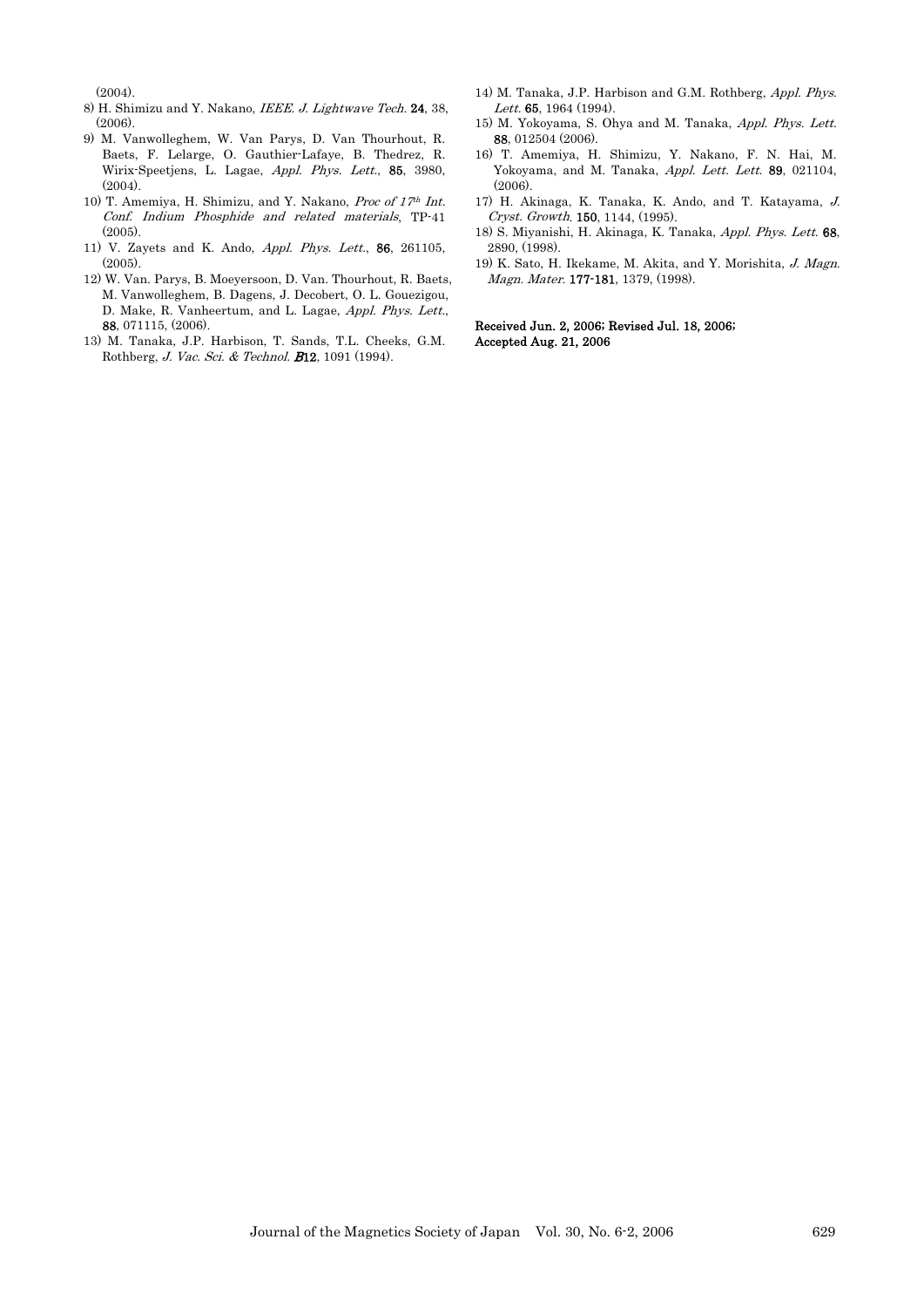(2004).

8) H. Shimizu and Y. Nakano, *IEEE. J. Lightwave Tech.* **24**, 38, (2006).

9) M. Vanwolleghem, W. Van Parys, D. Van Thourhout, R. Baets, F. Lelarge, O. Gauthier-Lafaye, B. Thedrez, R. Wirix-Speetjens, L. Lagae, *Appl. Phys. Lett.*, **85**, 3980, (2004).

10) T. Amemiya, H. Shimizu, and Y. Nakano, *Proc of 17th Int. Conf. Indium Phosphide and related materials*, TP-41 (2005).

11) V. Zayets and K. Ando, *Appl. Phys. Lett.*, **86**, 261105, (2005).

12) W. Van. Parys, B. Moeyersoon, D. Van. Thourhout, R. Baets, M. Vanwolleghem, B. Dagens, J. Decobert, O. L. Gouezigou, D. Make, R. Vanheertum, and L. Lagae, *Appl. Phys. Lett.*, **88**, 071115, (2006).

13) M. Tanaka, J.P. Harbison, T. Sands, T.L. Cheeks, G.M. Rothberg, *J. Vac. Sci. & Technol.* ***B*12**, 1091 (1994).

14) M. Tanaka, J.P. Harbison and G.M. Rothberg, *Appl. Phys. Lett.* **65**, 1964 (1994).

15) M. Yokoyama, S. Ohya and M. Tanaka, *Appl. Phys. Lett.* **88**, 012504 (2006).

16) T. Amemiya, H. Shimizu, Y. Nakano, F. N. Hai, M. Yokoyama, and M. Tanaka, *Appl. Lett. Lett.* **89**, 021104, (2006).

17) H. Akinaga, K. Tanaka, K. Ando, and T. Katayama, *J. Cryst. Growth*. **150**, 1144, (1995).

18) S. Miyanishi, H. Akinaga, K. Tanaka, *Appl. Phys. Lett.* **68**, 2890, (1998).

19) K. Sato, H. Ikekame, M. Akita, and Y. Morishita, *J. Magn. Magn. Mater.* **177-181**, 1379, (1998).

**Received Jun. 2, 2006; Revised Jul. 18, 2006; Accepted Aug. 21, 2006**